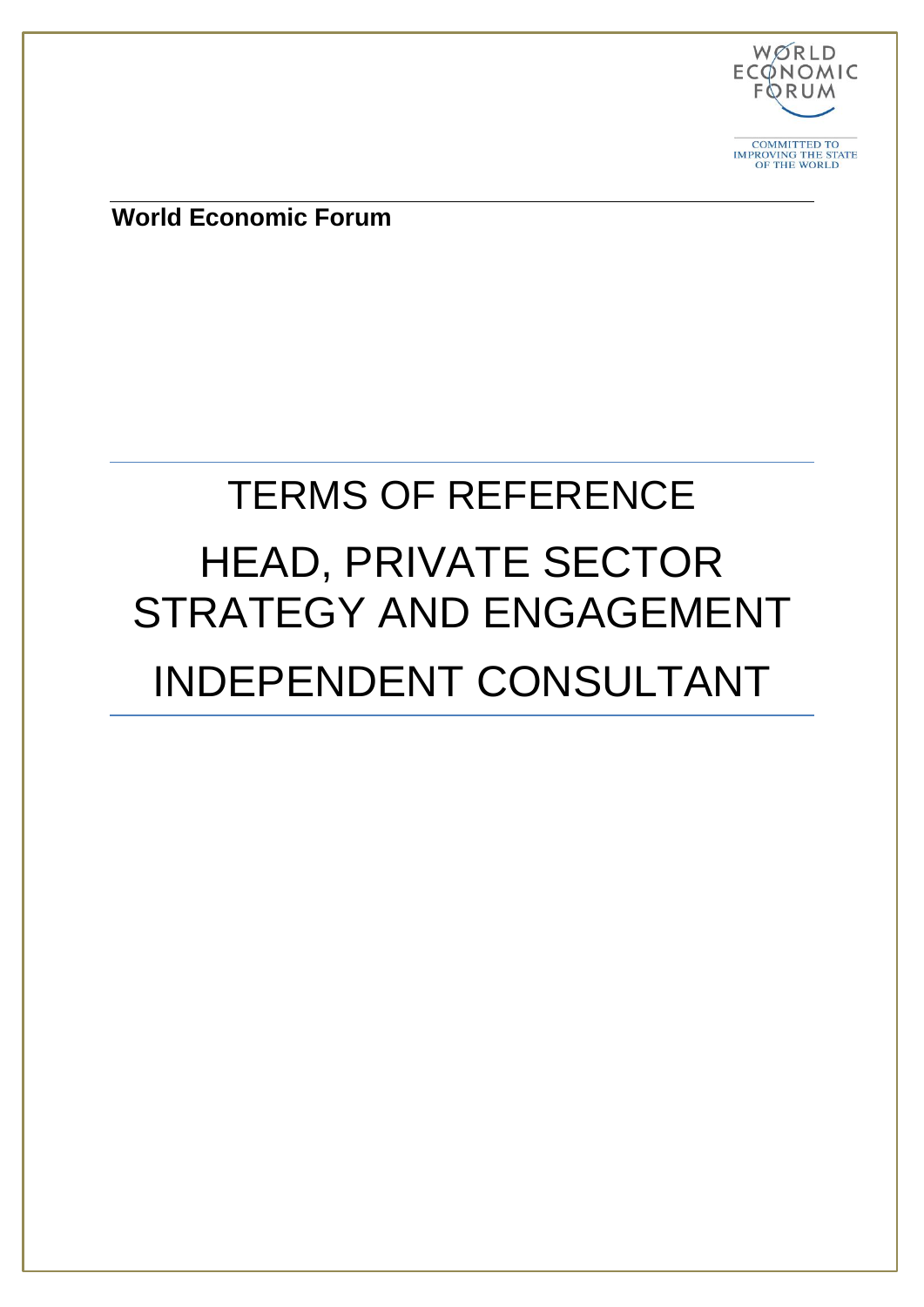WORLD ECONOMIC FORUM

COMMITTED TO IMPROVING THE STATE OF THE WORLD

**World Economic Forum**

# TERMS OF REFERENCE

# HEAD, PRIVATE SECTOR STRATEGY AND ENGAGEMENT

# INDEPENDENT CONSULTANT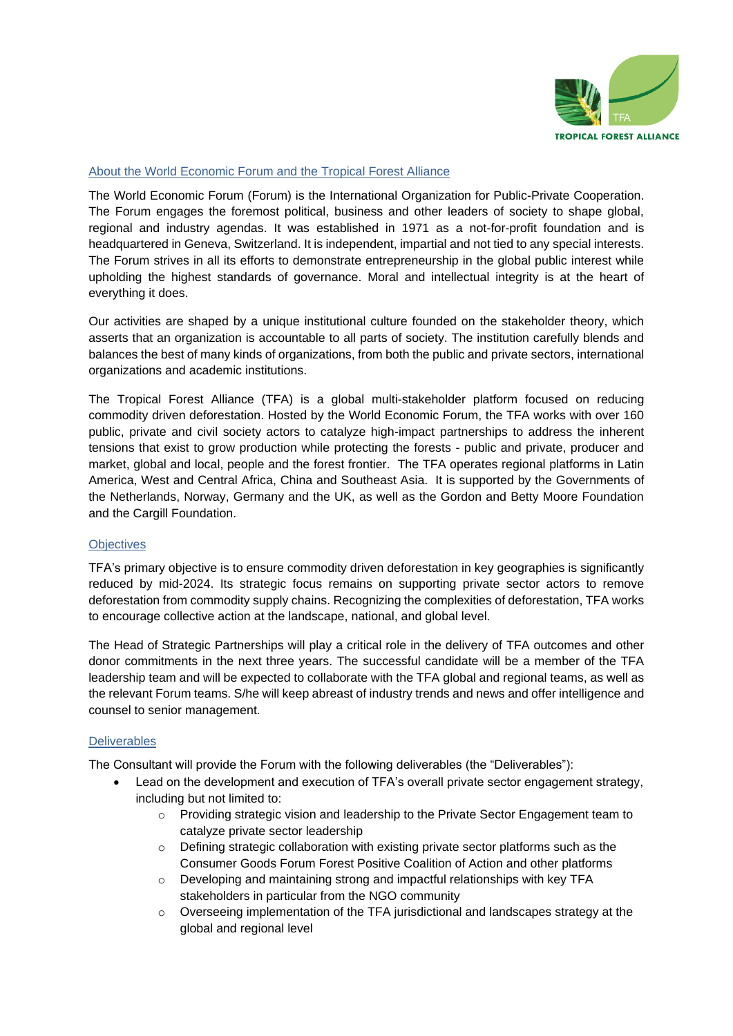## About the World Economic Forum and the Tropical Forest Alliance

The World Economic Forum (Forum) is the International Organization for Public-Private Cooperation. The Forum engages the foremost political, business and other leaders of society to shape global, regional and industry agendas. It was established in 1971 as a not-for-profit foundation and is headquartered in Geneva, Switzerland. It is independent, impartial and not tied to any special interests. The Forum strives in all its efforts to demonstrate entrepreneurship in the global public interest while upholding the highest standards of governance. Moral and intellectual integrity is at the heart of everything it does.

Our activities are shaped by a unique institutional culture founded on the stakeholder theory, which asserts that an organization is accountable to all parts of society. The institution carefully blends and balances the best of many kinds of organizations, from both the public and private sectors, international organizations and academic institutions.

The Tropical Forest Alliance (TFA) is a global multi-stakeholder platform focused on reducing commodity driven deforestation. Hosted by the World Economic Forum, the TFA works with over 160 public, private and civil society actors to catalyze high-impact partnerships to address the inherent tensions that exist to grow production while protecting the forests - public and private, producer and market, global and local, people and the forest frontier. The TFA operates regional platforms in Latin America, West and Central Africa, China and Southeast Asia. It is supported by the Governments of the Netherlands, Norway, Germany and the UK, as well as the Gordon and Betty Moore Foundation and the Cargill Foundation.

## Objectives

TFA's primary objective is to ensure commodity driven deforestation in key geographies is significantly reduced by mid-2024. Its strategic focus remains on supporting private sector actors to remove deforestation from commodity supply chains. Recognizing the complexities of deforestation, TFA works to encourage collective action at the landscape, national, and global level.

The Head of Strategic Partnerships will play a critical role in the delivery of TFA outcomes and other donor commitments in the next three years. The successful candidate will be a member of the TFA leadership team and will be expected to collaborate with the TFA global and regional teams, as well as the relevant Forum teams. S/he will keep abreast of industry trends and news and offer intelligence and counsel to senior management.

## Deliverables

The Consultant will provide the Forum with the following deliverables (the "Deliverables"):

- Lead on the development and execution of TFA's overall private sector engagement strategy, including but not limited to:
  - Providing strategic vision and leadership to the Private Sector Engagement team to catalyze private sector leadership
  - Defining strategic collaboration with existing private sector platforms such as the Consumer Goods Forum Forest Positive Coalition of Action and other platforms
  - Developing and maintaining strong and impactful relationships with key TFA stakeholders in particular from the NGO community
  - Overseeing implementation of the TFA jurisdictional and landscapes strategy at the global and regional level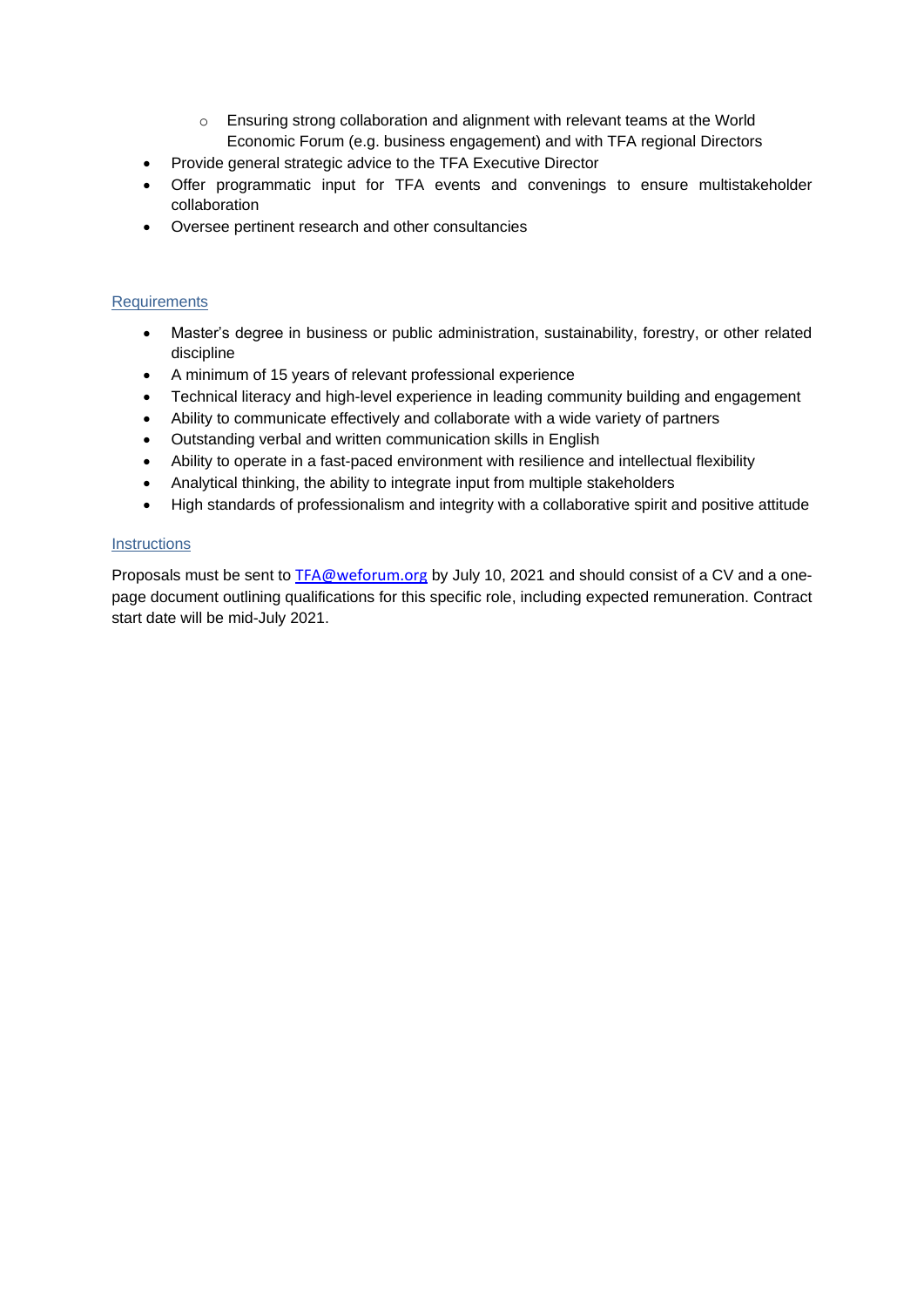- Ensuring strong collaboration and alignment with relevant teams at the World Economic Forum (e.g. business engagement) and with TFA regional Directors
- Provide general strategic advice to the TFA Executive Director
- Offer programmatic input for TFA events and convenings to ensure multistakeholder collaboration
- Oversee pertinent research and other consultancies

## Requirements

- Master's degree in business or public administration, sustainability, forestry, or other related discipline
- A minimum of 15 years of relevant professional experience
- Technical literacy and high-level experience in leading community building and engagement
- Ability to communicate effectively and collaborate with a wide variety of partners
- Outstanding verbal and written communication skills in English
- Ability to operate in a fast-paced environment with resilience and intellectual flexibility
- Analytical thinking, the ability to integrate input from multiple stakeholders
- High standards of professionalism and integrity with a collaborative spirit and positive attitude

## Instructions

Proposals must be sent to TFA@weforum.org by July 10, 2021 and should consist of a CV and a one-page document outlining qualifications for this specific role, including expected remuneration. Contract start date will be mid-July 2021.